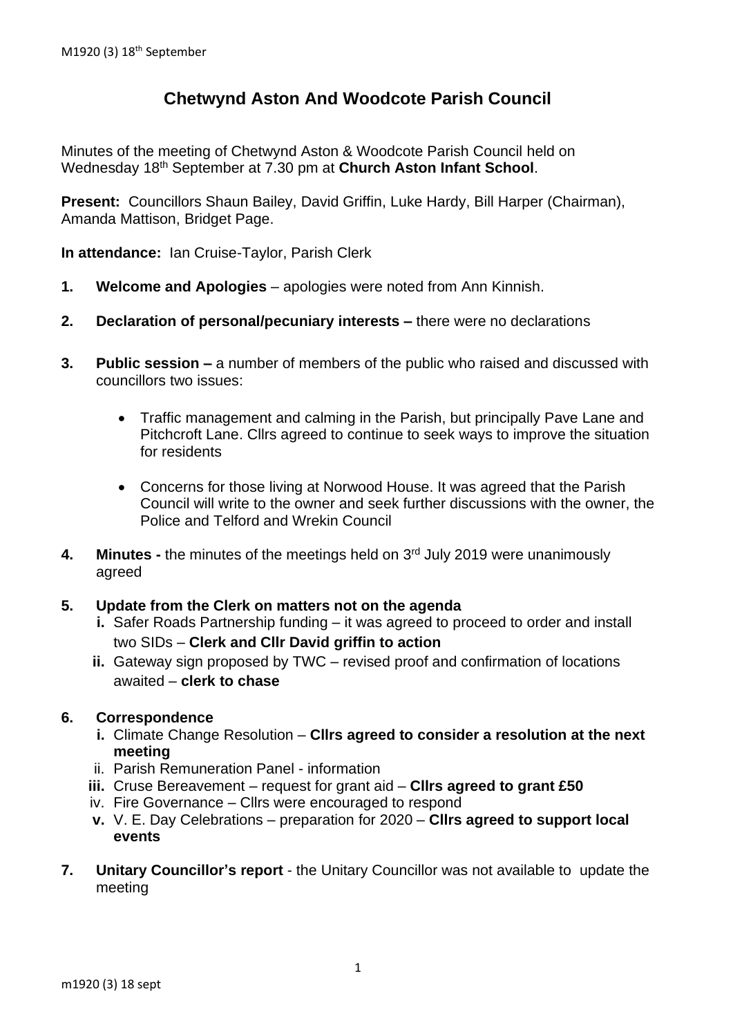# Chetwynd Aston And Woodcote Parish Council

Minutes of the meeting of Chetwynd Aston & Woodcote Parish Council held on Wednesday 18th September at 7.30 pm at **Church Aston Infant School**.

**Present:** Councillors Shaun Bailey, David Griffin, Luke Hardy, Bill Harper (Chairman), Amanda Mattison, Bridget Page.

**In attendance:** Ian Cruise-Taylor, Parish Clerk

1. **Welcome and Apologies** – apologies were noted from Ann Kinnish.

2. **Declaration of personal/pecuniary interests –** there were no declarations

3. **Public session –** a number of members of the public who raised and discussed with councillors two issues:

   - Traffic management and calming in the Parish, but principally Pave Lane and Pitchcroft Lane. Cllrs agreed to continue to seek ways to improve the situation for residents

   - Concerns for those living at Norwood House. It was agreed that the Parish Council will write to the owner and seek further discussions with the owner, the Police and Telford and Wrekin Council

4. **Minutes -** the minutes of the meetings held on 3rd July 2019 were unanimously agreed

5. **Update from the Clerk on matters not on the agenda**
   - **i.** Safer Roads Partnership funding – it was agreed to proceed to order and install two SIDs – **Clerk and Cllr David griffin to action**
   - **ii.** Gateway sign proposed by TWC – revised proof and confirmation of locations awaited – **clerk to chase**

6. **Correspondence**
   - **i.** Climate Change Resolution – **Cllrs agreed to consider a resolution at the next meeting**
   - ii. Parish Remuneration Panel - information
   - **iii.** Cruse Bereavement – request for grant aid – **Cllrs agreed to grant £50**
   - iv. Fire Governance – Cllrs were encouraged to respond
   - **v.** V. E. Day Celebrations – preparation for 2020 – **Cllrs agreed to support local events**

7. **Unitary Councillor's report** - the Unitary Councillor was not available to update the meeting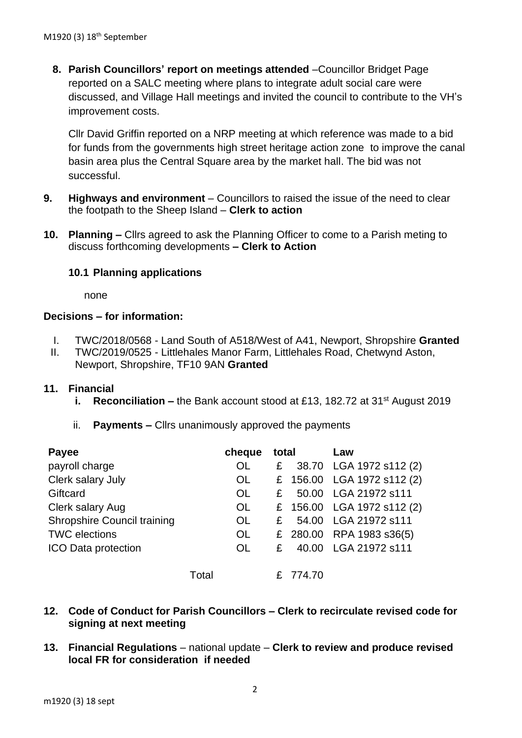8. **Parish Councillors' report on meetings attended** –Councillor Bridget Page reported on a SALC meeting where plans to integrate adult social care were discussed, and Village Hall meetings and invited the council to contribute to the VH's improvement costs.

   Cllr David Griffin reported on a NRP meeting at which reference was made to a bid for funds from the governments high street heritage action zone to improve the canal basin area plus the Central Square area by the market hall. The bid was not successful.

9. **Highways and environment** – Councillors to raised the issue of the need to clear the footpath to the Sheep Island – **Clerk to action**

10. **Planning –** Cllrs agreed to ask the Planning Officer to come to a Parish meting to discuss forthcoming developments **– Clerk to Action**

### 10.1 Planning applications

none

**Decisions – for information:**

I. TWC/2018/0568 - Land South of A518/West of A41, Newport, Shropshire **Granted**
II. TWC/2019/0525 - Littlehales Manor Farm, Littlehales Road, Chetwynd Aston, Newport, Shropshire, TF10 9AN **Granted**

11. **Financial**
    i. **Reconciliation –** the Bank account stood at £13, 182.72 at 31st August 2019
    ii. **Payments –** Cllrs unanimously approved the payments

| Payee | cheque | total | Law |
|---|---|---|---|
| payroll charge | OL | £ 38.70 | LGA 1972 s112 (2) |
| Clerk salary July | OL | £ 156.00 | LGA 1972 s112 (2) |
| Giftcard | OL | £ 50.00 | LGA 21972 s111 |
| Clerk salary Aug | OL | £ 156.00 | LGA 1972 s112 (2) |
| Shropshire Council training | OL | £ 54.00 | LGA 21972 s111 |
| TWC elections | OL | £ 280.00 | RPA 1983 s36(5) |
| ICO Data protection | OL | £ 40.00 | LGA 21972 s111 |
| Total | | £ 774.70 | |

12. **Code of Conduct for Parish Councillors – Clerk to recirculate revised code for signing at next meeting**

13. **Financial Regulations** – national update – **Clerk to review and produce revised local FR for consideration if needed**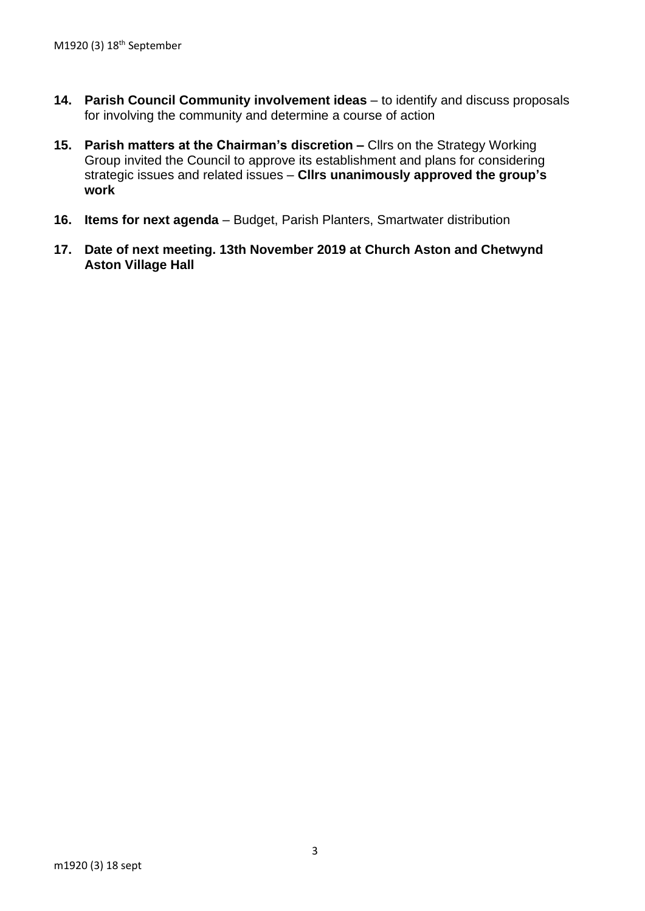14. **Parish Council Community involvement ideas** – to identify and discuss proposals for involving the community and determine a course of action

15. **Parish matters at the Chairman's discretion –** Cllrs on the Strategy Working Group invited the Council to approve its establishment and plans for considering strategic issues and related issues – **Cllrs unanimously approved the group's work**

16. **Items for next agenda** – Budget, Parish Planters, Smartwater distribution

17. **Date of next meeting. 13th November 2019 at Church Aston and Chetwynd Aston Village Hall**